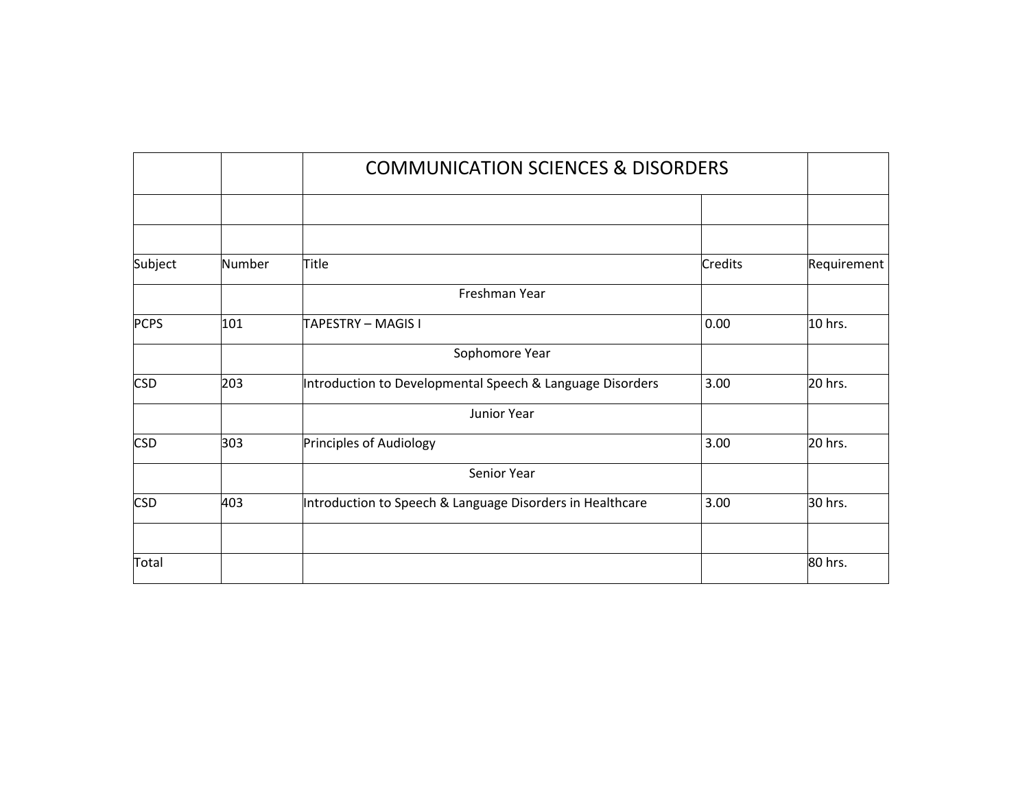| | | COMMUNICATION SCIENCES & DISORDERS | | |
|---|---|---|---|---|
| | | | | |
| | | | | |
| Subject | Number | Title | Credits | Requirement |
| | | Freshman Year | | |
| PCPS | 101 | TAPESTRY – MAGIS I | 0.00 | 10 hrs. |
| | | Sophomore Year | | |
| CSD | 203 | Introduction to Developmental Speech & Language Disorders | 3.00 | 20 hrs. |
| | | Junior Year | | |
| CSD | 303 | Principles of Audiology | 3.00 | 20 hrs. |
| | | Senior Year | | |
| CSD | 403 | Introduction to Speech & Language Disorders in Healthcare | 3.00 | 30 hrs. |
| | | | | |
| Total | | | | 80 hrs. |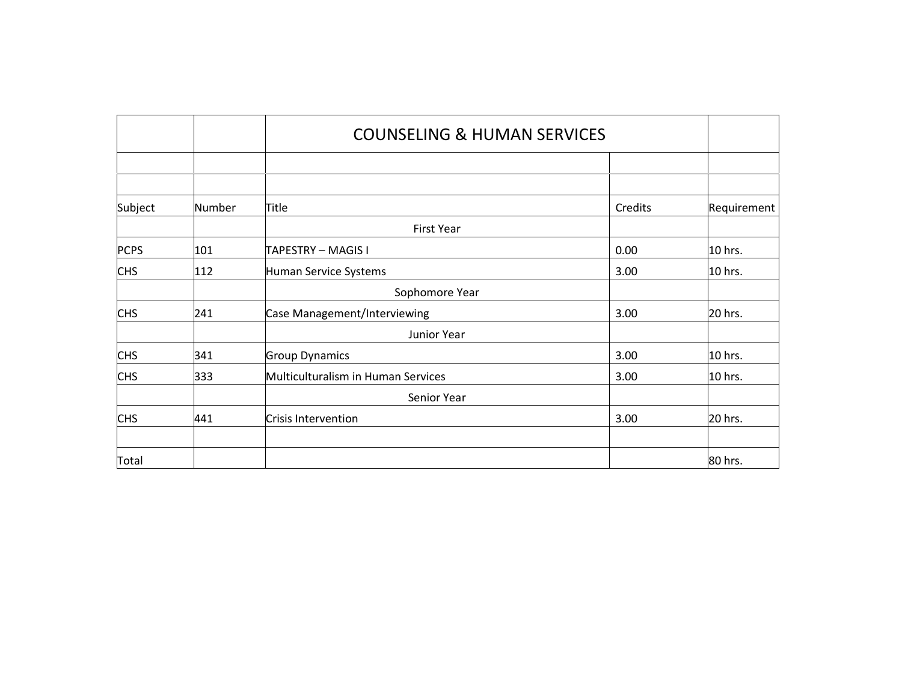# COUNSELING & HUMAN SERVICES

| Subject | Number | Title | Credits | Requirement |
|---|---|---|---|---|
| | | First Year | | |
| PCPS | 101 | TAPESTRY – MAGIS I | 0.00 | 10 hrs. |
| CHS | 112 | Human Service Systems | 3.00 | 10 hrs. |
| | | Sophomore Year | | |
| CHS | 241 | Case Management/Interviewing | 3.00 | 20 hrs. |
| | | Junior Year | | |
| CHS | 341 | Group Dynamics | 3.00 | 10 hrs. |
| CHS | 333 | Multiculturalism in Human Services | 3.00 | 10 hrs. |
| | | Senior Year | | |
| CHS | 441 | Crisis Intervention | 3.00 | 20 hrs. |
| | | | | |
| Total | | | | 80 hrs. |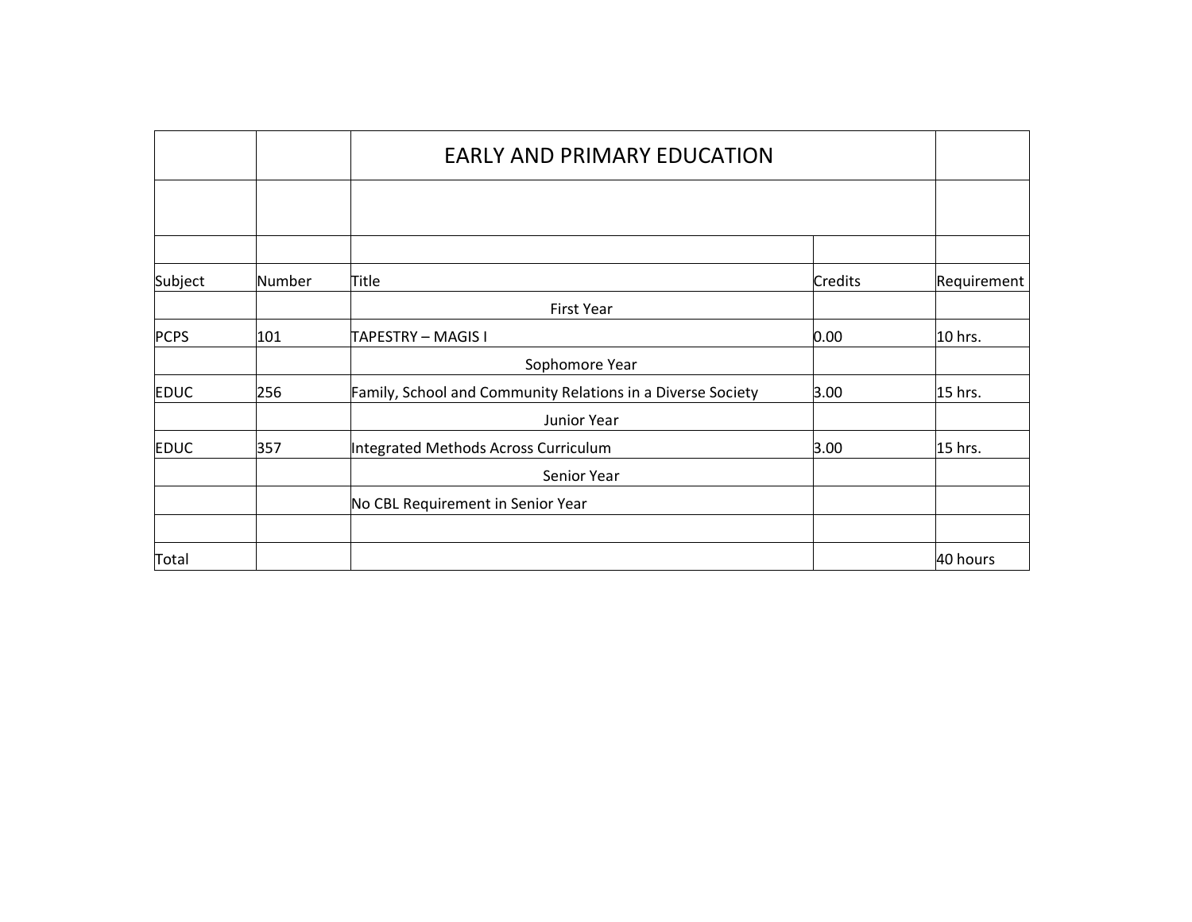# EARLY AND PRIMARY EDUCATION

| Subject | Number | Title | Credits | Requirement |
| --- | --- | --- | --- | --- |
| | | First Year | | |
| PCPS | 101 | TAPESTRY – MAGIS I | 0.00 | 10 hrs. |
| | | Sophomore Year | | |
| EDUC | 256 | Family, School and Community Relations in a Diverse Society | 3.00 | 15 hrs. |
| | | Junior Year | | |
| EDUC | 357 | Integrated Methods Across Curriculum | 3.00 | 15 hrs. |
| | | Senior Year | | |
| | | No CBL Requirement in Senior Year | | |
| | | | | |
| Total | | | | 40 hours |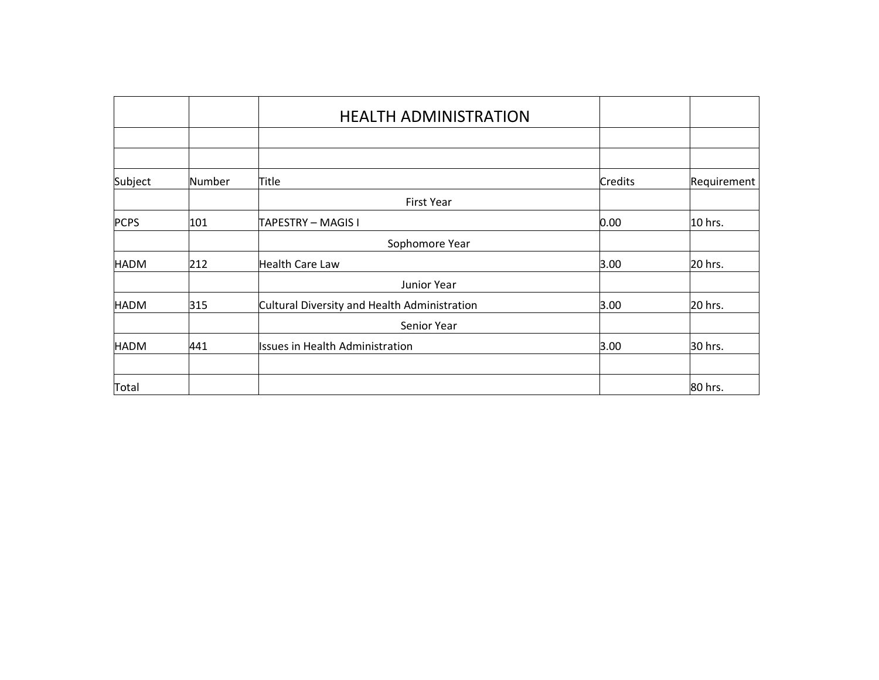# HEALTH ADMINISTRATION

| Subject | Number | Title | Credits | Requirement |
|---|---|---|---|---|
| | | First Year | | |
| PCPS | 101 | TAPESTRY – MAGIS I | 0.00 | 10 hrs. |
| | | Sophomore Year | | |
| HADM | 212 | Health Care Law | 3.00 | 20 hrs. |
| | | Junior Year | | |
| HADM | 315 | Cultural Diversity and Health Administration | 3.00 | 20 hrs. |
| | | Senior Year | | |
| HADM | 441 | Issues in Health Administration | 3.00 | 30 hrs. |
| | | | | |
| Total | | | | 80 hrs. |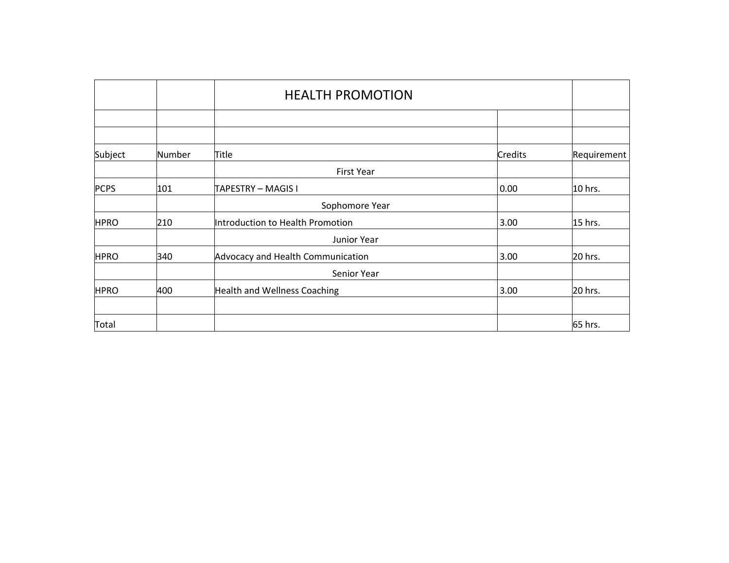# HEALTH PROMOTION

| Subject | Number | Title | Credits | Requirement |
|---|---|---|---|---|
| | | First Year | | |
| PCPS | 101 | TAPESTRY – MAGIS I | 0.00 | 10 hrs. |
| | | Sophomore Year | | |
| HPRO | 210 | Introduction to Health Promotion | 3.00 | 15 hrs. |
| | | Junior Year | | |
| HPRO | 340 | Advocacy and Health Communication | 3.00 | 20 hrs. |
| | | Senior Year | | |
| HPRO | 400 | Health and Wellness Coaching | 3.00 | 20 hrs. |
| | | | | |
| Total | | | | 65 hrs. |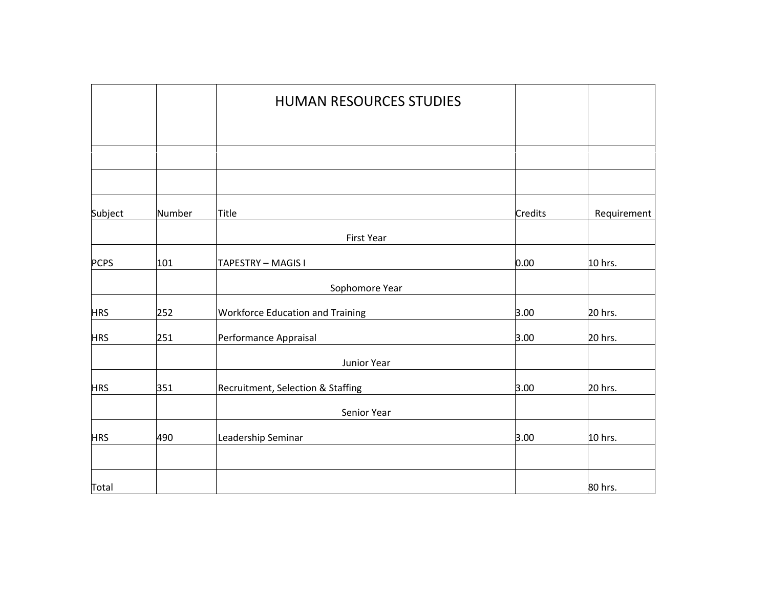# HUMAN RESOURCES STUDIES

| Subject | Number | Title | Credits | Requirement |
|---|---|---|---|---|
| | | First Year | | |
| PCPS | 101 | TAPESTRY – MAGIS I | 0.00 | 10 hrs. |
| | | Sophomore Year | | |
| HRS | 252 | Workforce Education and Training | 3.00 | 20 hrs. |
| HRS | 251 | Performance Appraisal | 3.00 | 20 hrs. |
| | | Junior Year | | |
| HRS | 351 | Recruitment, Selection & Staffing | 3.00 | 20 hrs. |
| | | Senior Year | | |
| HRS | 490 | Leadership Seminar | 3.00 | 10 hrs. |
| | | | | |
| Total | | | | 80 hrs. |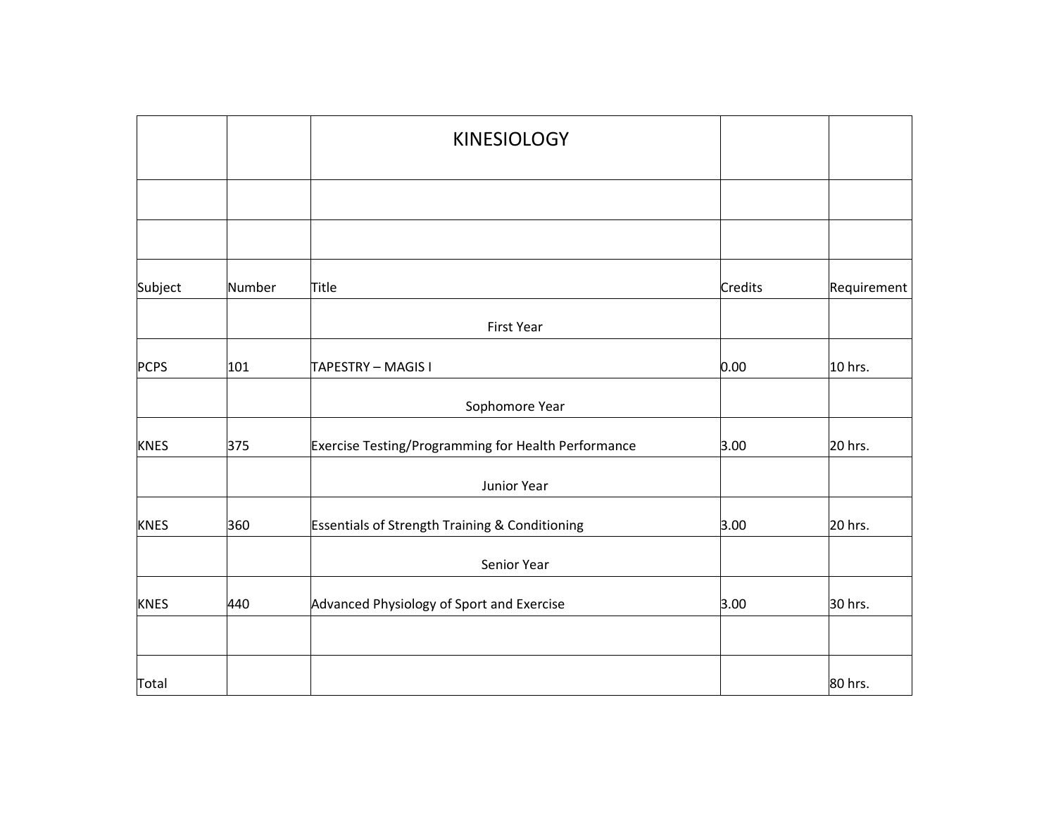| | | KINESIOLOGY | | |
|---|---|---|---|---|
| | | | | |
| | | | | |
| Subject | Number | Title | Credits | Requirement |
| | | First Year | | |
| PCPS | 101 | TAPESTRY – MAGIS I | 0.00 | 10 hrs. |
| | | Sophomore Year | | |
| KNES | 375 | Exercise Testing/Programming for Health Performance | 3.00 | 20 hrs. |
| | | Junior Year | | |
| KNES | 360 | Essentials of Strength Training & Conditioning | 3.00 | 20 hrs. |
| | | Senior Year | | |
| KNES | 440 | Advanced Physiology of Sport and Exercise | 3.00 | 30 hrs. |
| | | | | |
| Total | | | | 80 hrs. |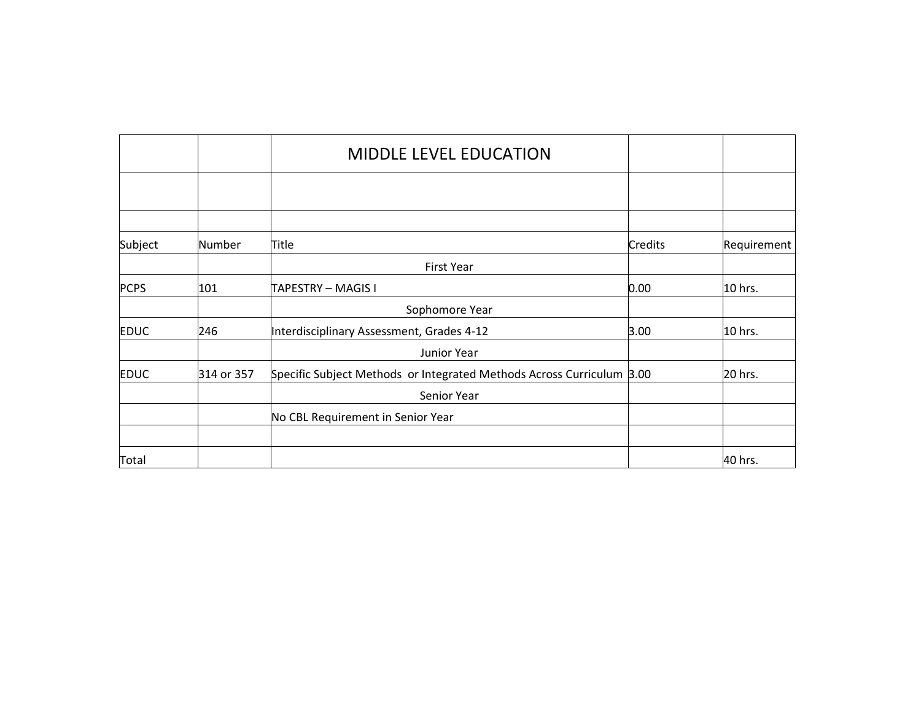| | | MIDDLE LEVEL EDUCATION | | |
|---|---|---|---|---|
| | | | | |
| | | | | |
| Subject | Number | Title | Credits | Requirement |
| | | First Year | | |
| PCPS | 101 | TAPESTRY – MAGIS I | 0.00 | 10 hrs. |
| | | Sophomore Year | | |
| EDUC | 246 | Interdisciplinary Assessment, Grades 4-12 | 3.00 | 10 hrs. |
| | | Junior Year | | |
| EDUC | 314 or 357 | Specific Subject Methods or Integrated Methods Across Curriculum | 3.00 | 20 hrs. |
| | | Senior Year | | |
| | | No CBL Requirement in Senior Year | | |
| | | | | |
| Total | | | | 40 hrs. |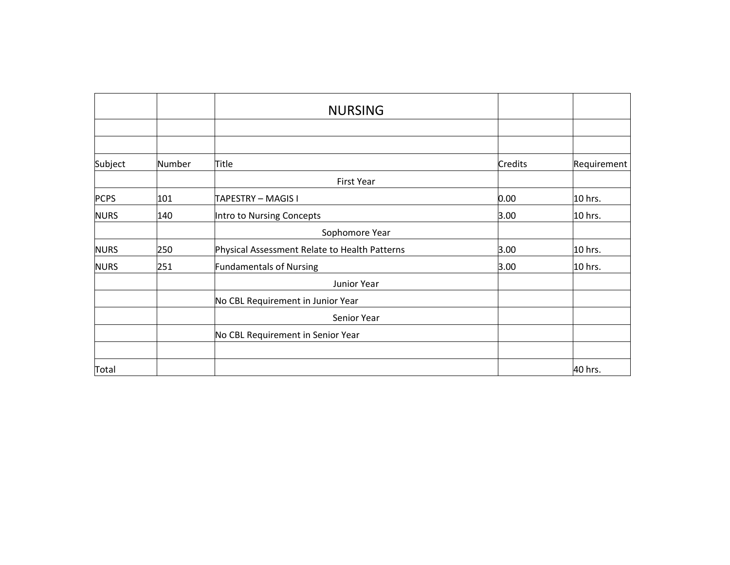# NURSING

| Subject | Number | Title | Credits | Requirement |
|---|---|---|---|---|
| | | First Year | | |
| PCPS | 101 | TAPESTRY – MAGIS I | 0.00 | 10 hrs. |
| NURS | 140 | Intro to Nursing Concepts | 3.00 | 10 hrs. |
| | | Sophomore Year | | |
| NURS | 250 | Physical Assessment Relate to Health Patterns | 3.00 | 10 hrs. |
| NURS | 251 | Fundamentals of Nursing | 3.00 | 10 hrs. |
| | | Junior Year | | |
| | | No CBL Requirement in Junior Year | | |
| | | Senior Year | | |
| | | No CBL Requirement in Senior Year | | |
| | | | | |
| Total | | | | 40 hrs. |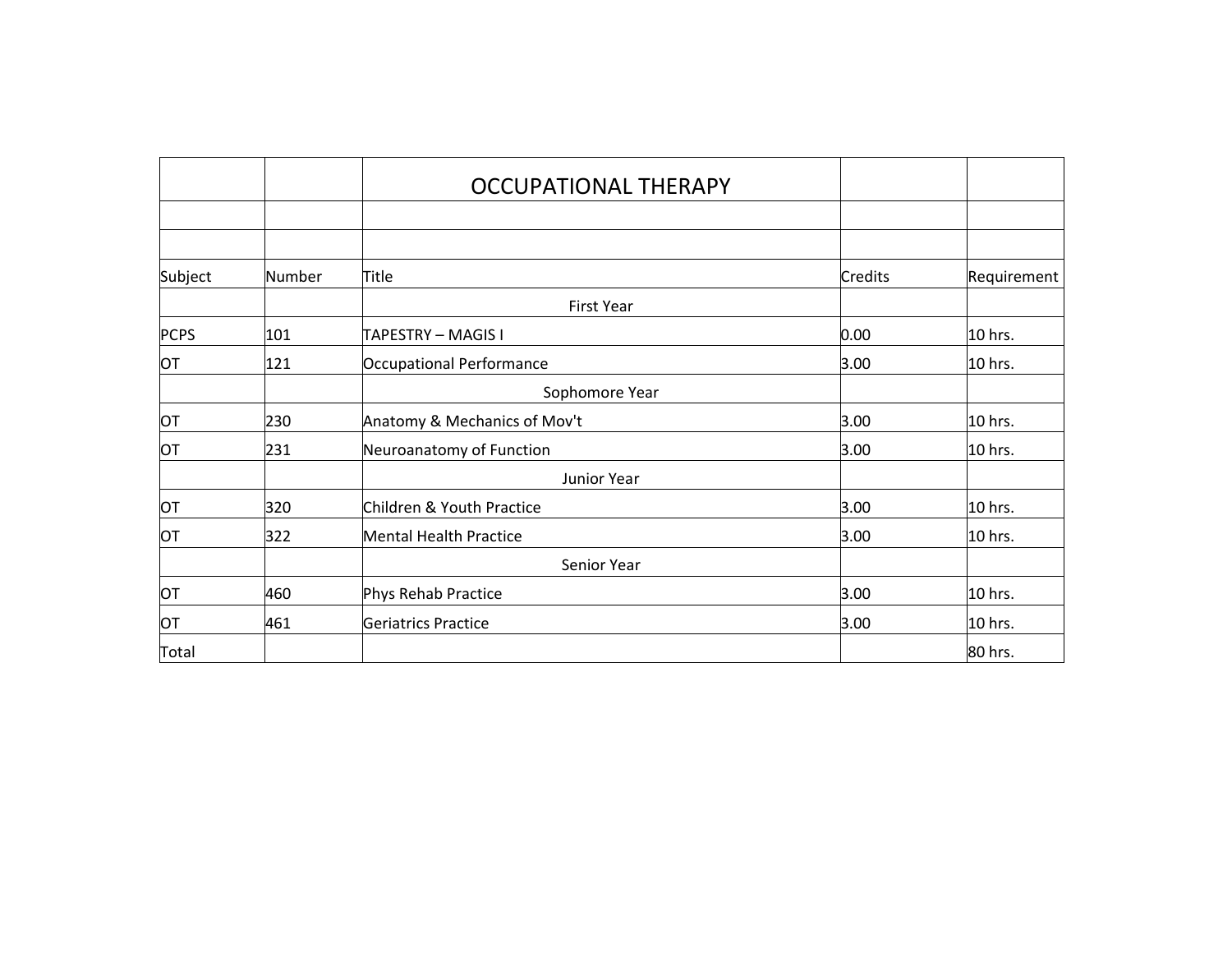# OCCUPATIONAL THERAPY

| Subject | Number | Title | Credits | Requirement |
|---|---|---|---|---|
| | | First Year | | |
| PCPS | 101 | TAPESTRY – MAGIS I | 0.00 | 10 hrs. |
| OT | 121 | Occupational Performance | 3.00 | 10 hrs. |
| | | Sophomore Year | | |
| OT | 230 | Anatomy & Mechanics of Mov't | 3.00 | 10 hrs. |
| OT | 231 | Neuroanatomy of Function | 3.00 | 10 hrs. |
| | | Junior Year | | |
| OT | 320 | Children & Youth Practice | 3.00 | 10 hrs. |
| OT | 322 | Mental Health Practice | 3.00 | 10 hrs. |
| | | Senior Year | | |
| OT | 460 | Phys Rehab Practice | 3.00 | 10 hrs. |
| OT | 461 | Geriatrics Practice | 3.00 | 10 hrs. |
| Total | | | | 80 hrs. |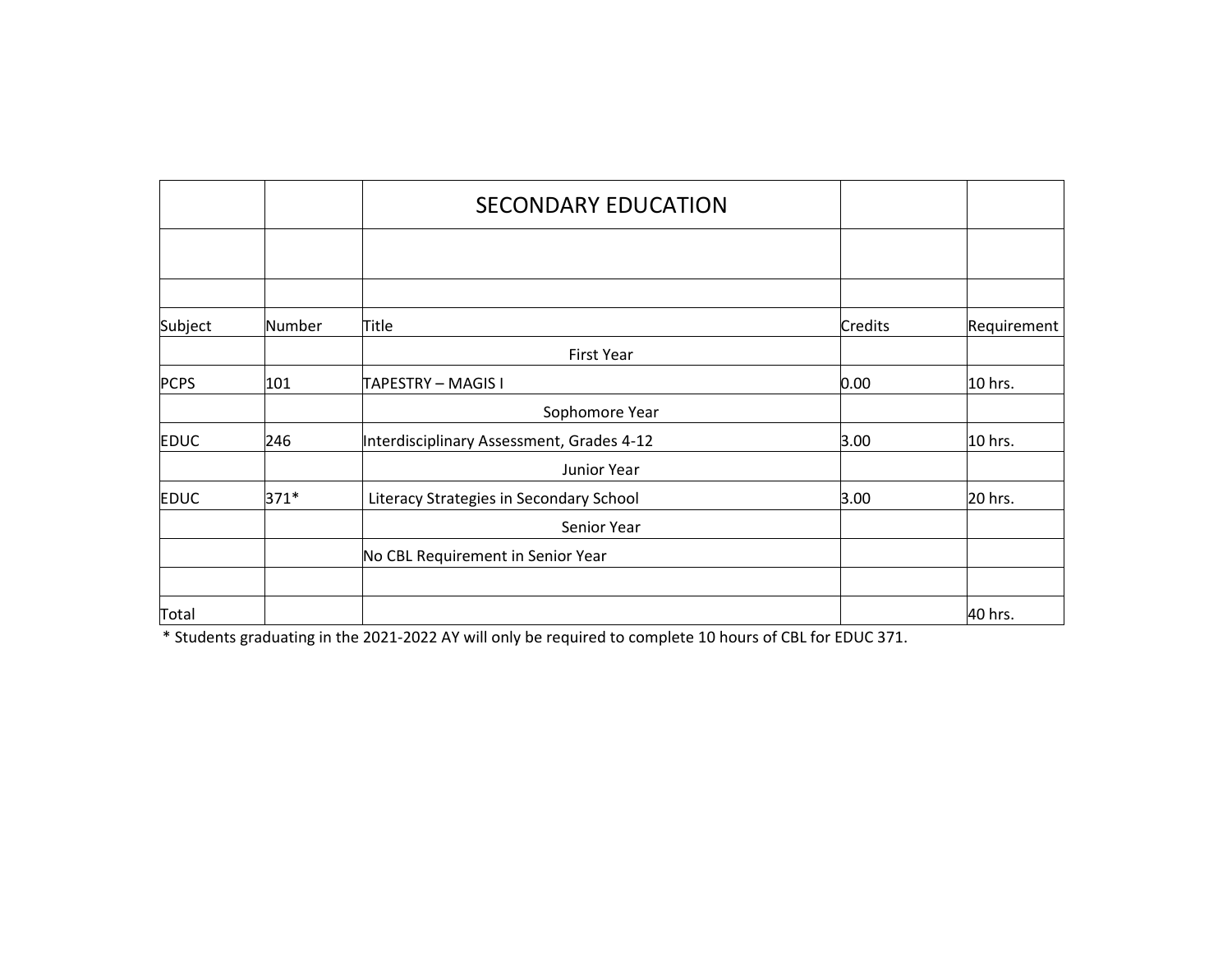| | | SECONDARY EDUCATION | | |
|---|---|---|---|---|
| | | | | |
| | | | | |
| Subject | Number | Title | Credits | Requirement |
| | | First Year | | |
| PCPS | 101 | TAPESTRY – MAGIS I | 0.00 | 10 hrs. |
| | | Sophomore Year | | |
| EDUC | 246 | Interdisciplinary Assessment, Grades 4-12 | 3.00 | 10 hrs. |
| | | Junior Year | | |
| EDUC | 371* | Literacy Strategies in Secondary School | 3.00 | 20 hrs. |
| | | Senior Year | | |
| | | No CBL Requirement in Senior Year | | |
| | | | | |
| Total | | | | 40 hrs. |

* Students graduating in the 2021-2022 AY will only be required to complete 10 hours of CBL for EDUC 371.